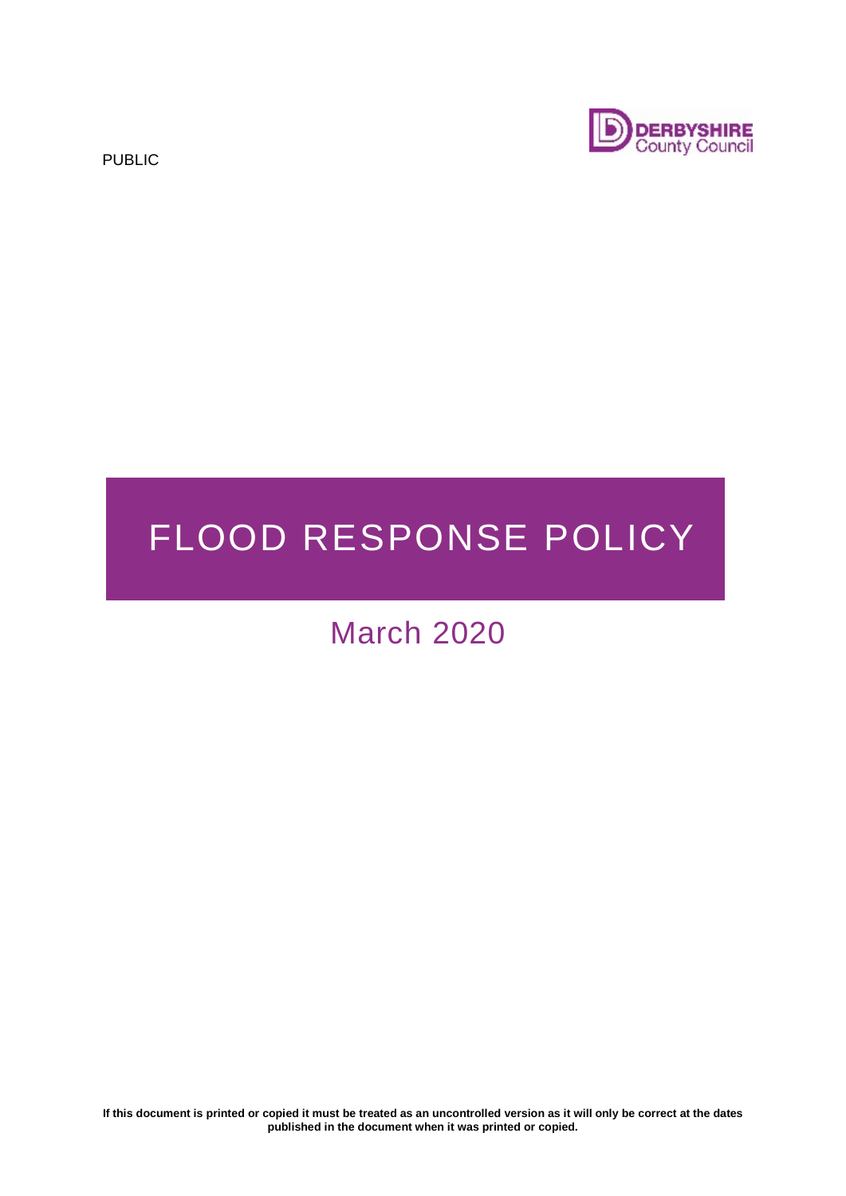PUBLIC

DERBYSHIRE
County Council

# FLOOD RESPONSE POLICY

## March 2020

**If this document is printed or copied it must be treated as an uncontrolled version as it will only be correct at the dates published in the document when it was printed or copied.**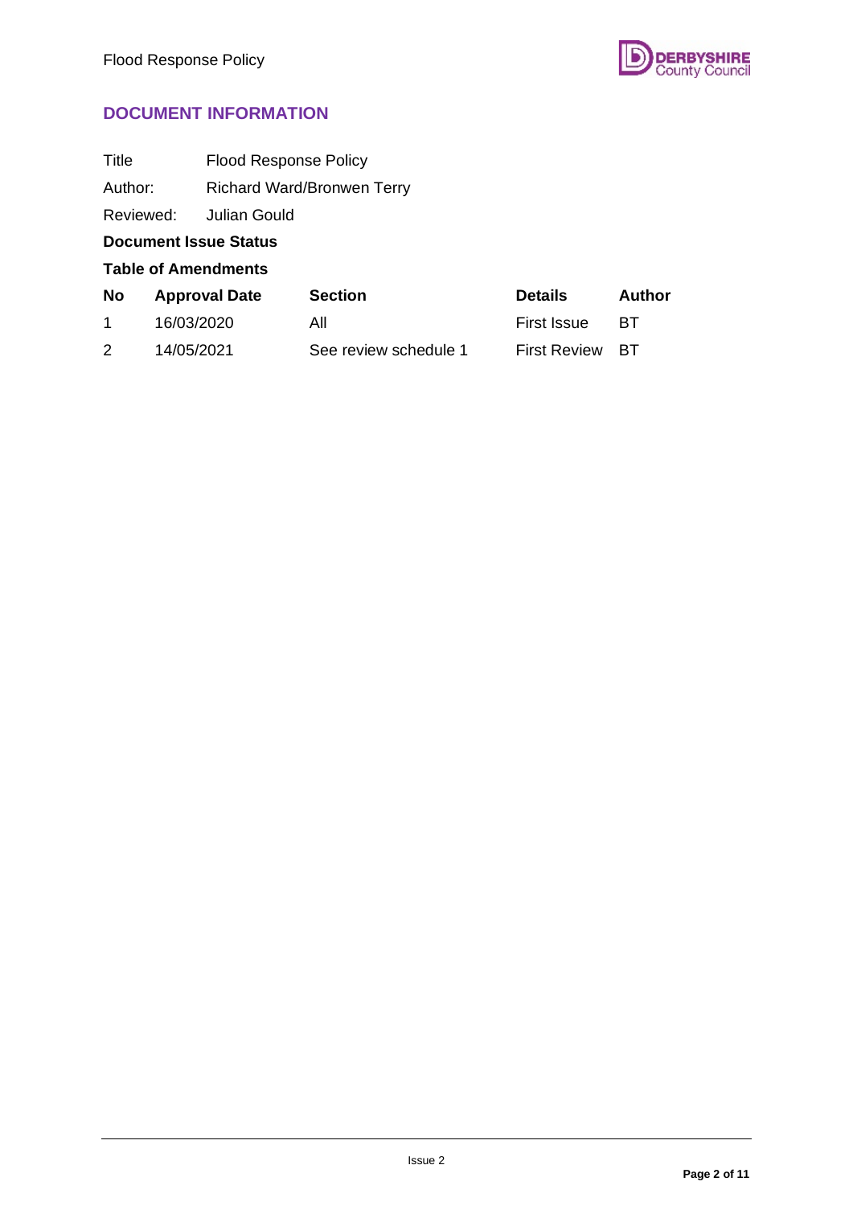## DOCUMENT INFORMATION

| | |
|---|---|
| Title | Flood Response Policy |
| Author: | Richard Ward/Bronwen Terry |
| Reviewed: | Julian Gould |

**Document Issue Status**

**Table of Amendments**

| No | Approval Date | Section | Details | Author |
|---|---|---|---|---|
| 1 | 16/03/2020 | All | First Issue | BT |
| 2 | 14/05/2021 | See review schedule 1 | First Review | BT |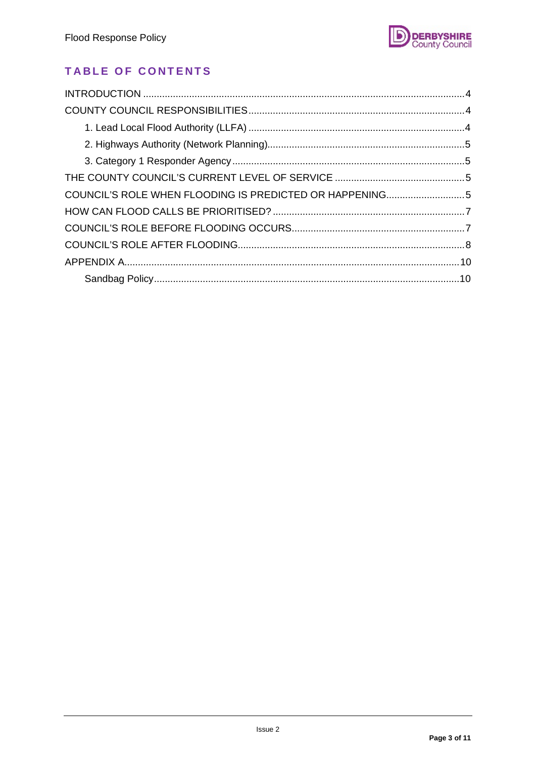## TABLE OF CONTENTS

INTRODUCTION ....................................................................................................................4
COUNTY COUNCIL RESPONSIBILITIES..............................................................................4
- 1. Lead Local Flood Authority (LLFA) ...............................................................................4
- 2. Highways Authority (Network Planning).......................................................................5
- 3. Category 1 Responder Agency ....................................................................................5

THE COUNTY COUNCIL'S CURRENT LEVEL OF SERVICE ...............................................5
COUNCIL'S ROLE WHEN FLOODING IS PREDICTED OR HAPPENING............................5
HOW CAN FLOOD CALLS BE PRIORITISED? .....................................................................7
COUNCIL'S ROLE BEFORE FLOODING OCCURS...............................................................7
COUNCIL'S ROLE AFTER FLOODING...................................................................................8
APPENDIX A..........................................................................................................................10
- Sandbag Policy................................................................................................................10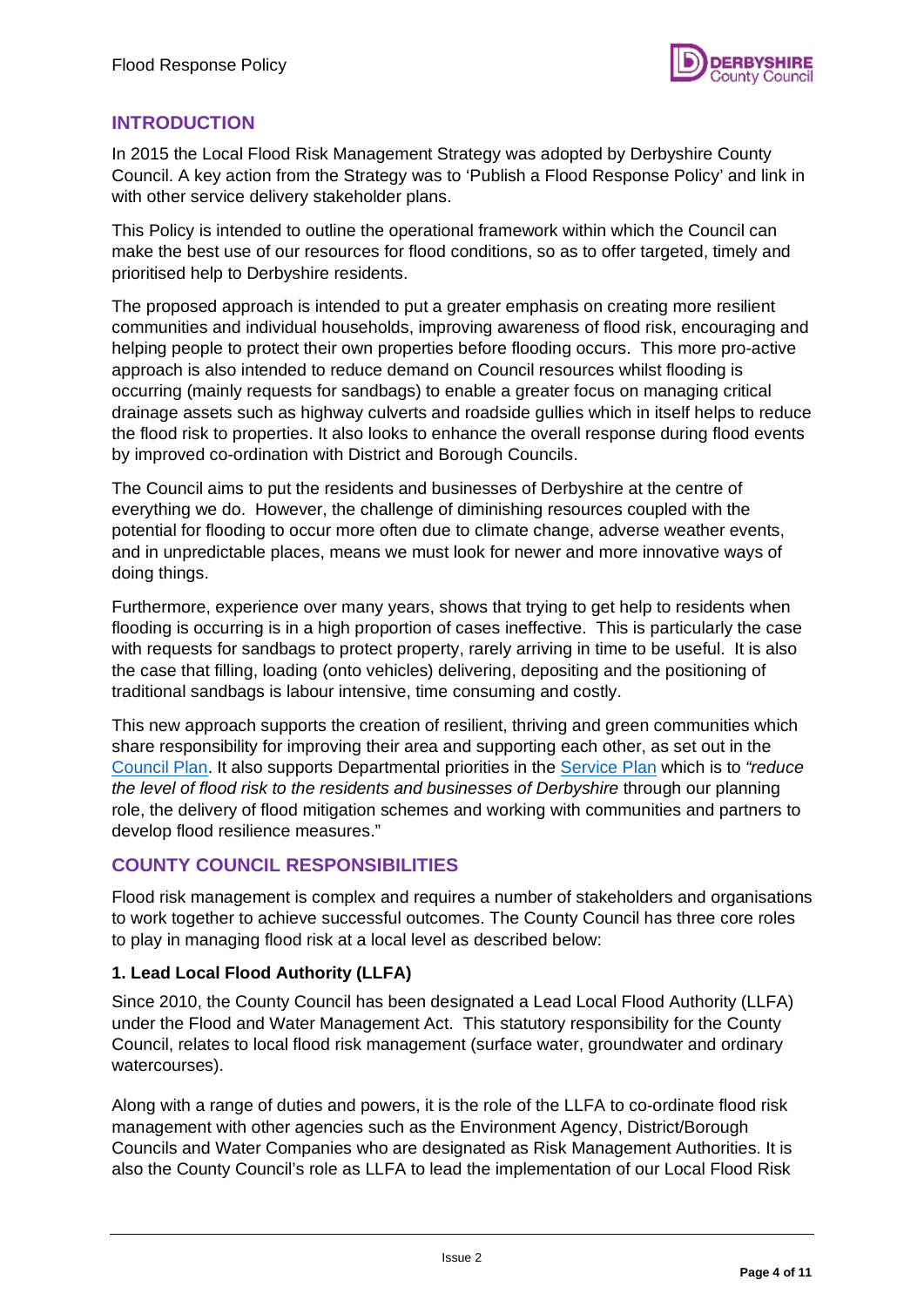## INTRODUCTION

In 2015 the Local Flood Risk Management Strategy was adopted by Derbyshire County Council. A key action from the Strategy was to 'Publish a Flood Response Policy' and link in with other service delivery stakeholder plans.

This Policy is intended to outline the operational framework within which the Council can make the best use of our resources for flood conditions, so as to offer targeted, timely and prioritised help to Derbyshire residents.

The proposed approach is intended to put a greater emphasis on creating more resilient communities and individual households, improving awareness of flood risk, encouraging and helping people to protect their own properties before flooding occurs. This more pro-active approach is also intended to reduce demand on Council resources whilst flooding is occurring (mainly requests for sandbags) to enable a greater focus on managing critical drainage assets such as highway culverts and roadside gullies which in itself helps to reduce the flood risk to properties. It also looks to enhance the overall response during flood events by improved co-ordination with District and Borough Councils.

The Council aims to put the residents and businesses of Derbyshire at the centre of everything we do. However, the challenge of diminishing resources coupled with the potential for flooding to occur more often due to climate change, adverse weather events, and in unpredictable places, means we must look for newer and more innovative ways of doing things.

Furthermore, experience over many years, shows that trying to get help to residents when flooding is occurring is in a high proportion of cases ineffective. This is particularly the case with requests for sandbags to protect property, rarely arriving in time to be useful. It is also the case that filling, loading (onto vehicles) delivering, depositing and the positioning of traditional sandbags is labour intensive, time consuming and costly.

This new approach supports the creation of resilient, thriving and green communities which share responsibility for improving their area and supporting each other, as set out in the Council Plan. It also supports Departmental priorities in the Service Plan which is to *"reduce the level of flood risk to the residents and businesses of Derbyshire* through our planning role, the delivery of flood mitigation schemes and working with communities and partners to develop flood resilience measures."

## COUNTY COUNCIL RESPONSIBILITIES

Flood risk management is complex and requires a number of stakeholders and organisations to work together to achieve successful outcomes. The County Council has three core roles to play in managing flood risk at a local level as described below:

### 1. Lead Local Flood Authority (LLFA)

Since 2010, the County Council has been designated a Lead Local Flood Authority (LLFA) under the Flood and Water Management Act. This statutory responsibility for the County Council, relates to local flood risk management (surface water, groundwater and ordinary watercourses).

Along with a range of duties and powers, it is the role of the LLFA to co-ordinate flood risk management with other agencies such as the Environment Agency, District/Borough Councils and Water Companies who are designated as Risk Management Authorities. It is also the County Council's role as LLFA to lead the implementation of our Local Flood Risk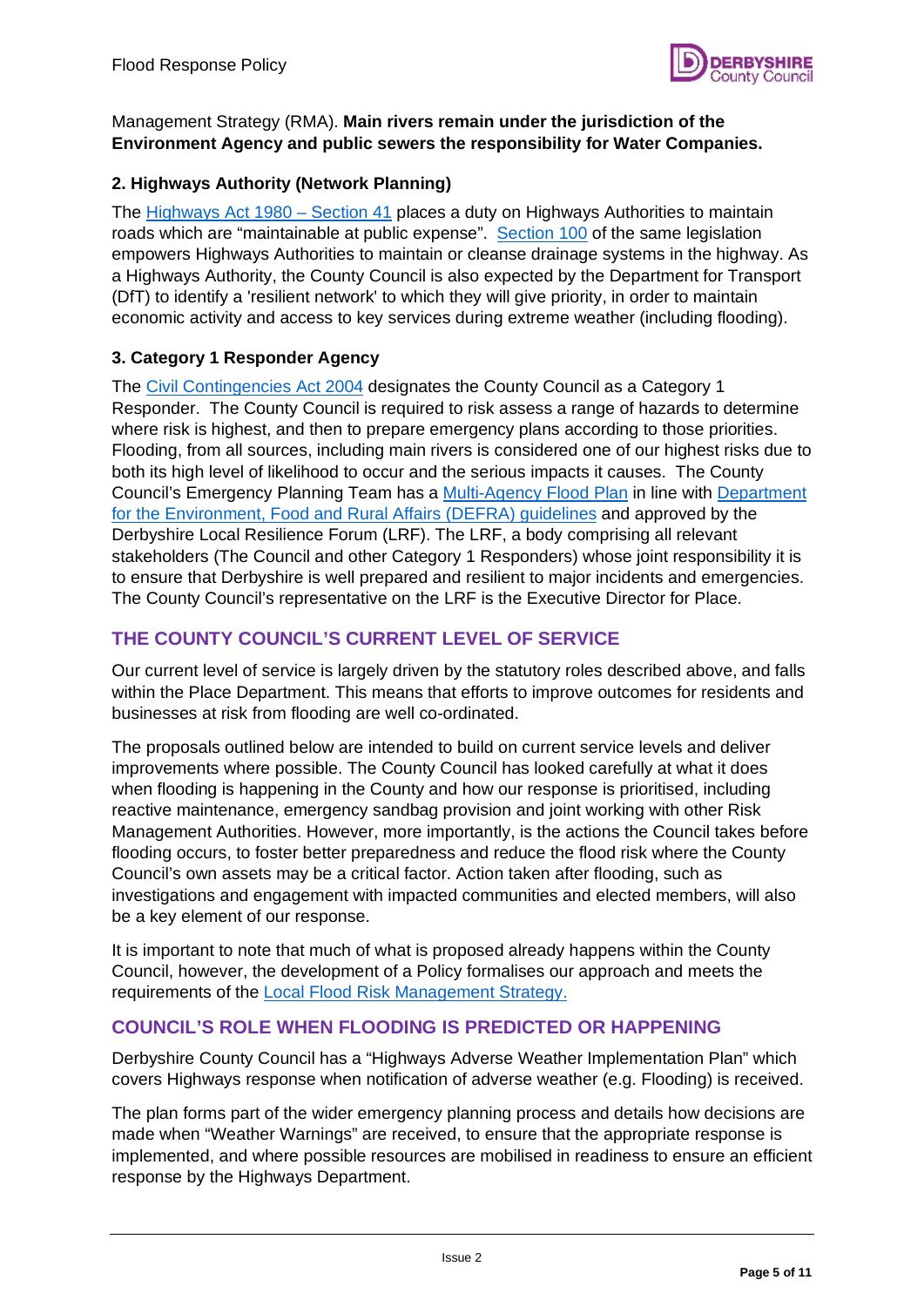Management Strategy (RMA). **Main rivers remain under the jurisdiction of the Environment Agency and public sewers the responsibility for Water Companies.**

### 2. Highways Authority (Network Planning)

The Highways Act 1980 – Section 41 places a duty on Highways Authorities to maintain roads which are "maintainable at public expense". Section 100 of the same legislation empowers Highways Authorities to maintain or cleanse drainage systems in the highway. As a Highways Authority, the County Council is also expected by the Department for Transport (DfT) to identify a 'resilient network' to which they will give priority, in order to maintain economic activity and access to key services during extreme weather (including flooding).

### 3. Category 1 Responder Agency

The Civil Contingencies Act 2004 designates the County Council as a Category 1 Responder. The County Council is required to risk assess a range of hazards to determine where risk is highest, and then to prepare emergency plans according to those priorities. Flooding, from all sources, including main rivers is considered one of our highest risks due to both its high level of likelihood to occur and the serious impacts it causes. The County Council's Emergency Planning Team has a Multi-Agency Flood Plan in line with Department for the Environment, Food and Rural Affairs (DEFRA) guidelines and approved by the Derbyshire Local Resilience Forum (LRF). The LRF, a body comprising all relevant stakeholders (The Council and other Category 1 Responders) whose joint responsibility it is to ensure that Derbyshire is well prepared and resilient to major incidents and emergencies. The County Council's representative on the LRF is the Executive Director for Place.

## THE COUNTY COUNCIL'S CURRENT LEVEL OF SERVICE

Our current level of service is largely driven by the statutory roles described above, and falls within the Place Department. This means that efforts to improve outcomes for residents and businesses at risk from flooding are well co-ordinated.

The proposals outlined below are intended to build on current service levels and deliver improvements where possible. The County Council has looked carefully at what it does when flooding is happening in the County and how our response is prioritised, including reactive maintenance, emergency sandbag provision and joint working with other Risk Management Authorities. However, more importantly, is the actions the Council takes before flooding occurs, to foster better preparedness and reduce the flood risk where the County Council's own assets may be a critical factor. Action taken after flooding, such as investigations and engagement with impacted communities and elected members, will also be a key element of our response.

It is important to note that much of what is proposed already happens within the County Council, however, the development of a Policy formalises our approach and meets the requirements of the Local Flood Risk Management Strategy.

## COUNCIL'S ROLE WHEN FLOODING IS PREDICTED OR HAPPENING

Derbyshire County Council has a "Highways Adverse Weather Implementation Plan" which covers Highways response when notification of adverse weather (e.g. Flooding) is received.

The plan forms part of the wider emergency planning process and details how decisions are made when "Weather Warnings" are received, to ensure that the appropriate response is implemented, and where possible resources are mobilised in readiness to ensure an efficient response by the Highways Department.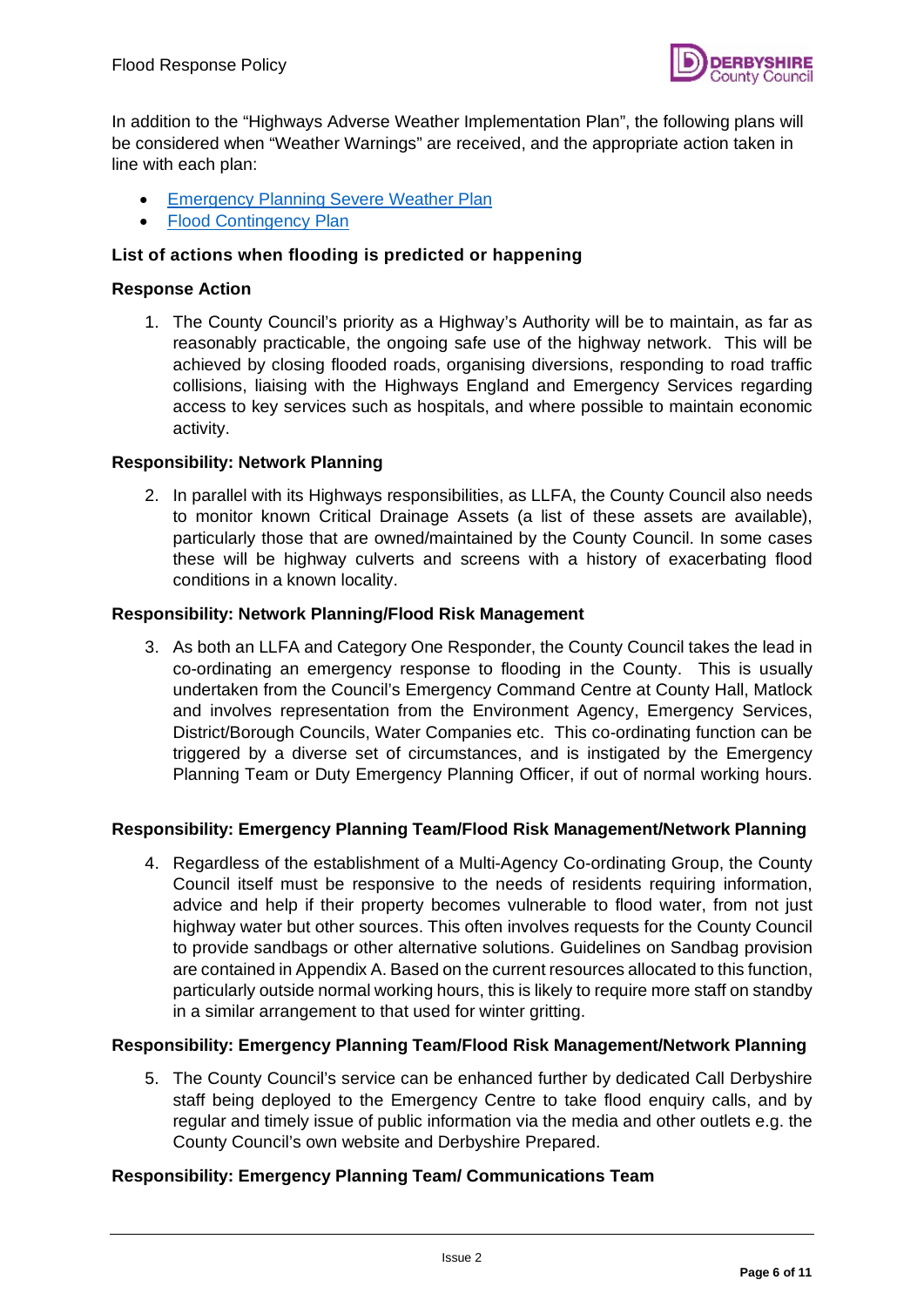In addition to the "Highways Adverse Weather Implementation Plan", the following plans will be considered when "Weather Warnings" are received, and the appropriate action taken in line with each plan:

- Emergency Planning Severe Weather Plan
- Flood Contingency Plan

**List of actions when flooding is predicted or happening**

**Response Action**

1. The County Council's priority as a Highway's Authority will be to maintain, as far as reasonably practicable, the ongoing safe use of the highway network. This will be achieved by closing flooded roads, organising diversions, responding to road traffic collisions, liaising with the Highways England and Emergency Services regarding access to key services such as hospitals, and where possible to maintain economic activity.

**Responsibility: Network Planning**

2. In parallel with its Highways responsibilities, as LLFA, the County Council also needs to monitor known Critical Drainage Assets (a list of these assets are available), particularly those that are owned/maintained by the County Council. In some cases these will be highway culverts and screens with a history of exacerbating flood conditions in a known locality.

**Responsibility: Network Planning/Flood Risk Management**

3. As both an LLFA and Category One Responder, the County Council takes the lead in co-ordinating an emergency response to flooding in the County. This is usually undertaken from the Council's Emergency Command Centre at County Hall, Matlock and involves representation from the Environment Agency, Emergency Services, District/Borough Councils, Water Companies etc. This co-ordinating function can be triggered by a diverse set of circumstances, and is instigated by the Emergency Planning Team or Duty Emergency Planning Officer, if out of normal working hours.

**Responsibility: Emergency Planning Team/Flood Risk Management/Network Planning**

4. Regardless of the establishment of a Multi-Agency Co-ordinating Group, the County Council itself must be responsive to the needs of residents requiring information, advice and help if their property becomes vulnerable to flood water, from not just highway water but other sources. This often involves requests for the County Council to provide sandbags or other alternative solutions. Guidelines on Sandbag provision are contained in Appendix A. Based on the current resources allocated to this function, particularly outside normal working hours, this is likely to require more staff on standby in a similar arrangement to that used for winter gritting.

**Responsibility: Emergency Planning Team/Flood Risk Management/Network Planning**

5. The County Council's service can be enhanced further by dedicated Call Derbyshire staff being deployed to the Emergency Centre to take flood enquiry calls, and by regular and timely issue of public information via the media and other outlets e.g. the County Council's own website and Derbyshire Prepared.

**Responsibility: Emergency Planning Team/ Communications Team**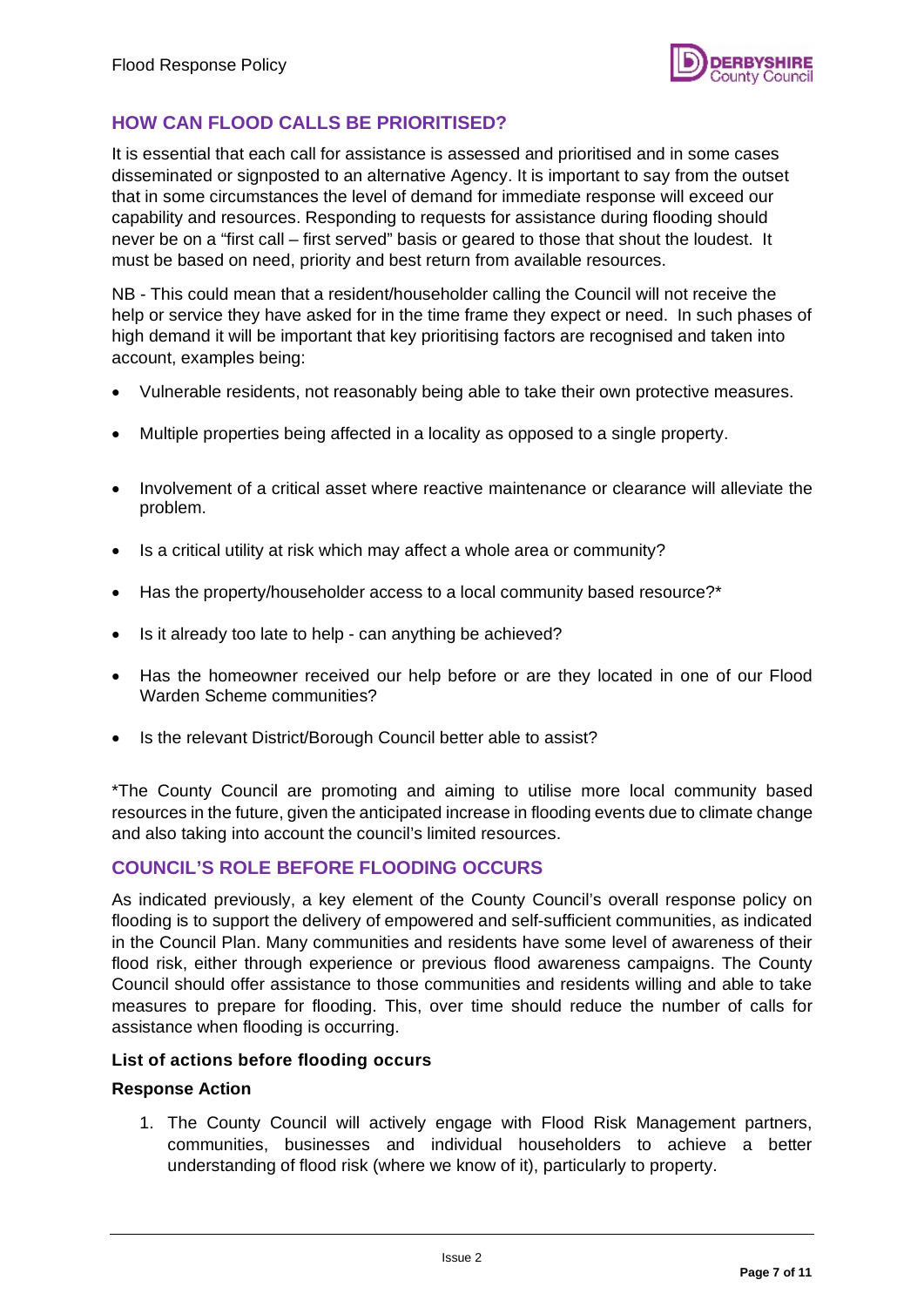## HOW CAN FLOOD CALLS BE PRIORITISED?

It is essential that each call for assistance is assessed and prioritised and in some cases disseminated or signposted to an alternative Agency. It is important to say from the outset that in some circumstances the level of demand for immediate response will exceed our capability and resources. Responding to requests for assistance during flooding should never be on a "first call – first served" basis or geared to those that shout the loudest. It must be based on need, priority and best return from available resources.

NB - This could mean that a resident/householder calling the Council will not receive the help or service they have asked for in the time frame they expect or need. In such phases of high demand it will be important that key prioritising factors are recognised and taken into account, examples being:

- Vulnerable residents, not reasonably being able to take their own protective measures.
- Multiple properties being affected in a locality as opposed to a single property.
- Involvement of a critical asset where reactive maintenance or clearance will alleviate the problem.
- Is a critical utility at risk which may affect a whole area or community?
- Has the property/householder access to a local community based resource?*
- Is it already too late to help - can anything be achieved?
- Has the homeowner received our help before or are they located in one of our Flood Warden Scheme communities?
- Is the relevant District/Borough Council better able to assist?

*The County Council are promoting and aiming to utilise more local community based resources in the future, given the anticipated increase in flooding events due to climate change and also taking into account the council's limited resources.

## COUNCIL'S ROLE BEFORE FLOODING OCCURS

As indicated previously, a key element of the County Council's overall response policy on flooding is to support the delivery of empowered and self-sufficient communities, as indicated in the Council Plan. Many communities and residents have some level of awareness of their flood risk, either through experience or previous flood awareness campaigns. The County Council should offer assistance to those communities and residents willing and able to take measures to prepare for flooding. This, over time should reduce the number of calls for assistance when flooding is occurring.

**List of actions before flooding occurs**

**Response Action**

1. The County Council will actively engage with Flood Risk Management partners, communities, businesses and individual householders to achieve a better understanding of flood risk (where we know of it), particularly to property.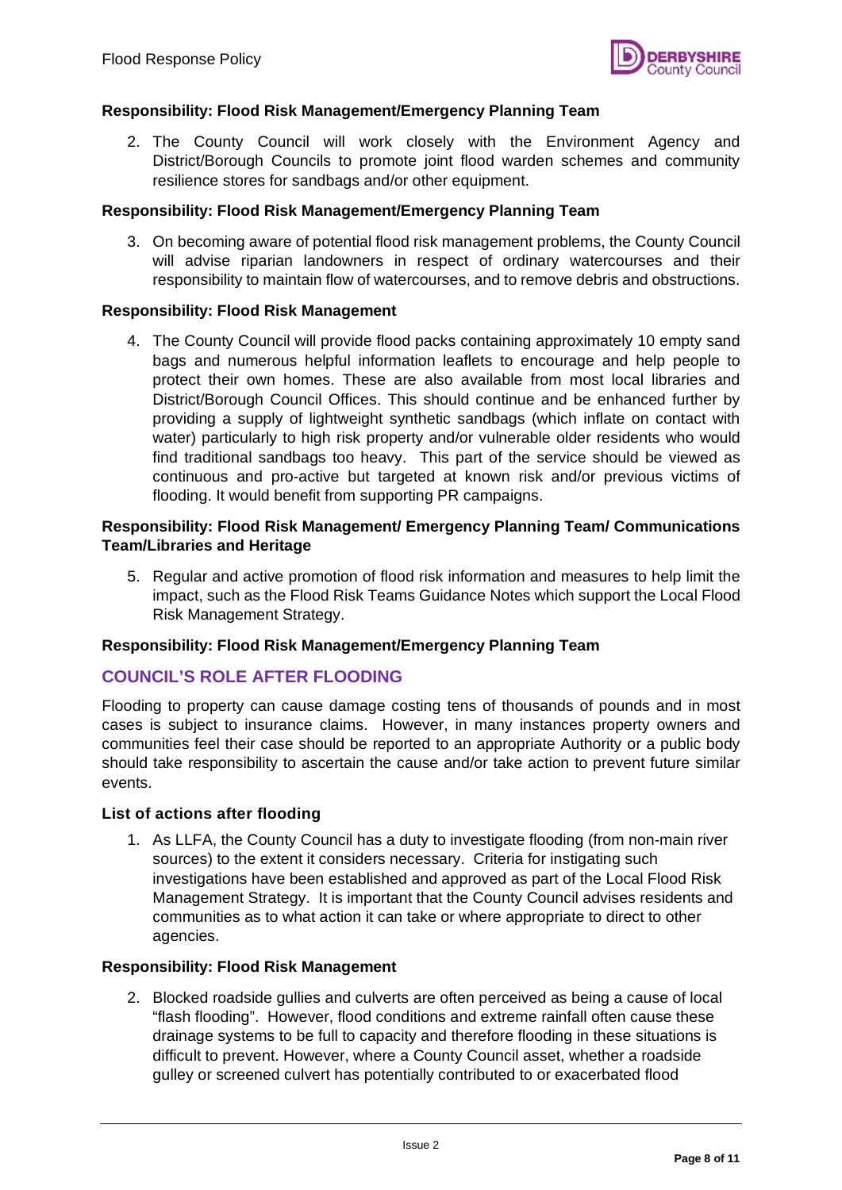**Responsibility: Flood Risk Management/Emergency Planning Team**

2. The County Council will work closely with the Environment Agency and District/Borough Councils to promote joint flood warden schemes and community resilience stores for sandbags and/or other equipment.

**Responsibility: Flood Risk Management/Emergency Planning Team**

3. On becoming aware of potential flood risk management problems, the County Council will advise riparian landowners in respect of ordinary watercourses and their responsibility to maintain flow of watercourses, and to remove debris and obstructions.

**Responsibility: Flood Risk Management**

4. The County Council will provide flood packs containing approximately 10 empty sand bags and numerous helpful information leaflets to encourage and help people to protect their own homes. These are also available from most local libraries and District/Borough Council Offices. This should continue and be enhanced further by providing a supply of lightweight synthetic sandbags (which inflate on contact with water) particularly to high risk property and/or vulnerable older residents who would find traditional sandbags too heavy. This part of the service should be viewed as continuous and pro-active but targeted at known risk and/or previous victims of flooding. It would benefit from supporting PR campaigns.

**Responsibility: Flood Risk Management/ Emergency Planning Team/ Communications Team/Libraries and Heritage**

5. Regular and active promotion of flood risk information and measures to help limit the impact, such as the Flood Risk Teams Guidance Notes which support the Local Flood Risk Management Strategy.

**Responsibility: Flood Risk Management/Emergency Planning Team**

## COUNCIL'S ROLE AFTER FLOODING

Flooding to property can cause damage costing tens of thousands of pounds and in most cases is subject to insurance claims. However, in many instances property owners and communities feel their case should be reported to an appropriate Authority or a public body should take responsibility to ascertain the cause and/or take action to prevent future similar events.

### List of actions after flooding

1. As LLFA, the County Council has a duty to investigate flooding (from non-main river sources) to the extent it considers necessary. Criteria for instigating such investigations have been established and approved as part of the Local Flood Risk Management Strategy. It is important that the County Council advises residents and communities as to what action it can take or where appropriate to direct to other agencies.

**Responsibility: Flood Risk Management**

2. Blocked roadside gullies and culverts are often perceived as being a cause of local "flash flooding". However, flood conditions and extreme rainfall often cause these drainage systems to be full to capacity and therefore flooding in these situations is difficult to prevent. However, where a County Council asset, whether a roadside gulley or screened culvert has potentially contributed to or exacerbated flood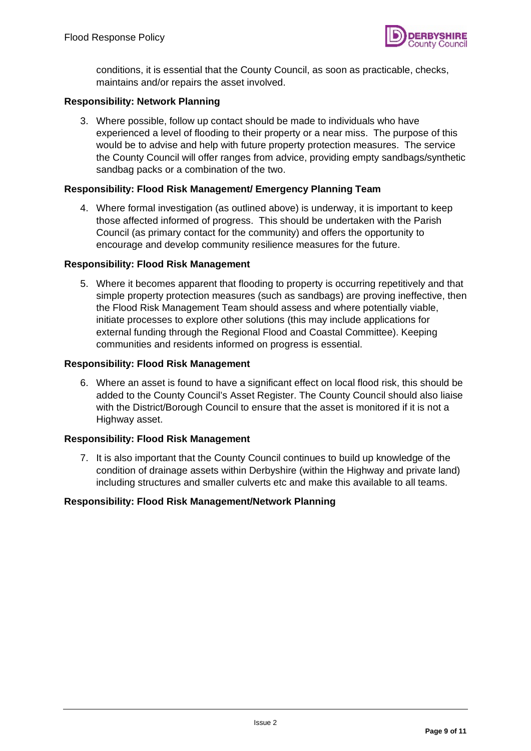conditions, it is essential that the County Council, as soon as practicable, checks, maintains and/or repairs the asset involved.

**Responsibility: Network Planning**

3. Where possible, follow up contact should be made to individuals who have experienced a level of flooding to their property or a near miss. The purpose of this would be to advise and help with future property protection measures. The service the County Council will offer ranges from advice, providing empty sandbags/synthetic sandbag packs or a combination of the two.

**Responsibility: Flood Risk Management/ Emergency Planning Team**

4. Where formal investigation (as outlined above) is underway, it is important to keep those affected informed of progress. This should be undertaken with the Parish Council (as primary contact for the community) and offers the opportunity to encourage and develop community resilience measures for the future.

**Responsibility: Flood Risk Management**

5. Where it becomes apparent that flooding to property is occurring repetitively and that simple property protection measures (such as sandbags) are proving ineffective, then the Flood Risk Management Team should assess and where potentially viable, initiate processes to explore other solutions (this may include applications for external funding through the Regional Flood and Coastal Committee). Keeping communities and residents informed on progress is essential.

**Responsibility: Flood Risk Management**

6. Where an asset is found to have a significant effect on local flood risk, this should be added to the County Council's Asset Register. The County Council should also liaise with the District/Borough Council to ensure that the asset is monitored if it is not a Highway asset.

**Responsibility: Flood Risk Management**

7. It is also important that the County Council continues to build up knowledge of the condition of drainage assets within Derbyshire (within the Highway and private land) including structures and smaller culverts etc and make this available to all teams.

**Responsibility: Flood Risk Management/Network Planning**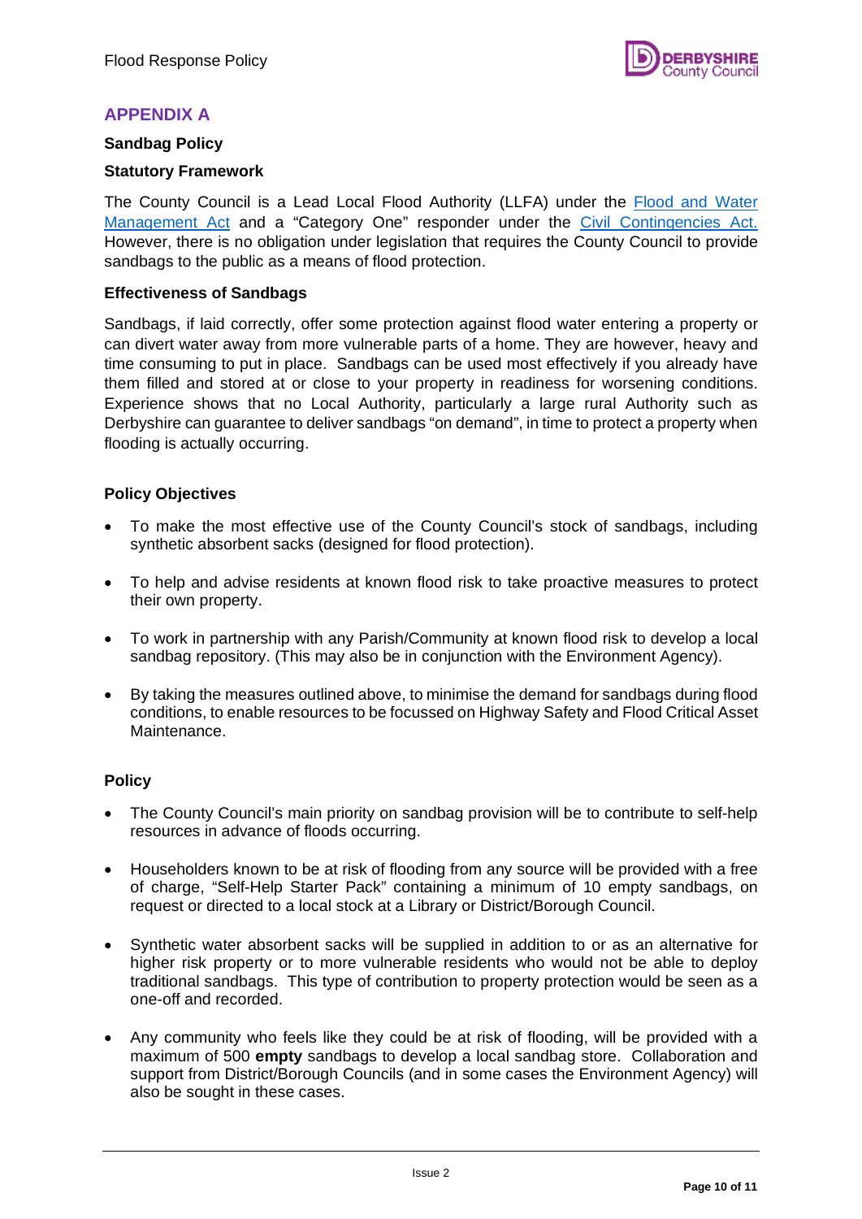## APPENDIX A

### Sandbag Policy

#### Statutory Framework

The County Council is a Lead Local Flood Authority (LLFA) under the [Flood and Water Management Act](#) and a "Category One" responder under the [Civil Contingencies Act.](#) However, there is no obligation under legislation that requires the County Council to provide sandbags to the public as a means of flood protection.

#### Effectiveness of Sandbags

Sandbags, if laid correctly, offer some protection against flood water entering a property or can divert water away from more vulnerable parts of a home. They are however, heavy and time consuming to put in place. Sandbags can be used most effectively if you already have them filled and stored at or close to your property in readiness for worsening conditions. Experience shows that no Local Authority, particularly a large rural Authority such as Derbyshire can guarantee to deliver sandbags "on demand", in time to protect a property when flooding is actually occurring.

#### Policy Objectives

- To make the most effective use of the County Council's stock of sandbags, including synthetic absorbent sacks (designed for flood protection).
- To help and advise residents at known flood risk to take proactive measures to protect their own property.
- To work in partnership with any Parish/Community at known flood risk to develop a local sandbag repository. (This may also be in conjunction with the Environment Agency).
- By taking the measures outlined above, to minimise the demand for sandbags during flood conditions, to enable resources to be focussed on Highway Safety and Flood Critical Asset Maintenance.

#### Policy

- The County Council's main priority on sandbag provision will be to contribute to self-help resources in advance of floods occurring.
- Householders known to be at risk of flooding from any source will be provided with a free of charge, "Self-Help Starter Pack" containing a minimum of 10 empty sandbags, on request or directed to a local stock at a Library or District/Borough Council.
- Synthetic water absorbent sacks will be supplied in addition to or as an alternative for higher risk property or to more vulnerable residents who would not be able to deploy traditional sandbags. This type of contribution to property protection would be seen as a one-off and recorded.
- Any community who feels like they could be at risk of flooding, will be provided with a maximum of 500 **empty** sandbags to develop a local sandbag store. Collaboration and support from District/Borough Councils (and in some cases the Environment Agency) will also be sought in these cases.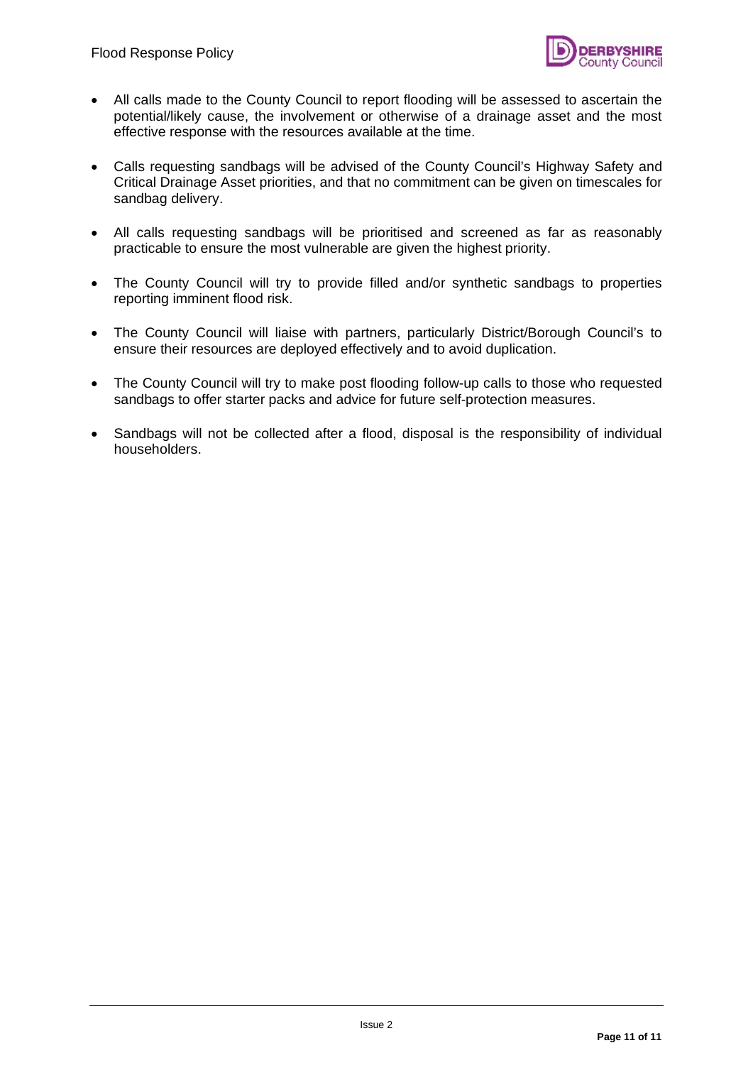- All calls made to the County Council to report flooding will be assessed to ascertain the potential/likely cause, the involvement or otherwise of a drainage asset and the most effective response with the resources available at the time.
- Calls requesting sandbags will be advised of the County Council's Highway Safety and Critical Drainage Asset priorities, and that no commitment can be given on timescales for sandbag delivery.
- All calls requesting sandbags will be prioritised and screened as far as reasonably practicable to ensure the most vulnerable are given the highest priority.
- The County Council will try to provide filled and/or synthetic sandbags to properties reporting imminent flood risk.
- The County Council will liaise with partners, particularly District/Borough Council's to ensure their resources are deployed effectively and to avoid duplication.
- The County Council will try to make post flooding follow-up calls to those who requested sandbags to offer starter packs and advice for future self-protection measures.
- Sandbags will not be collected after a flood, disposal is the responsibility of individual householders.